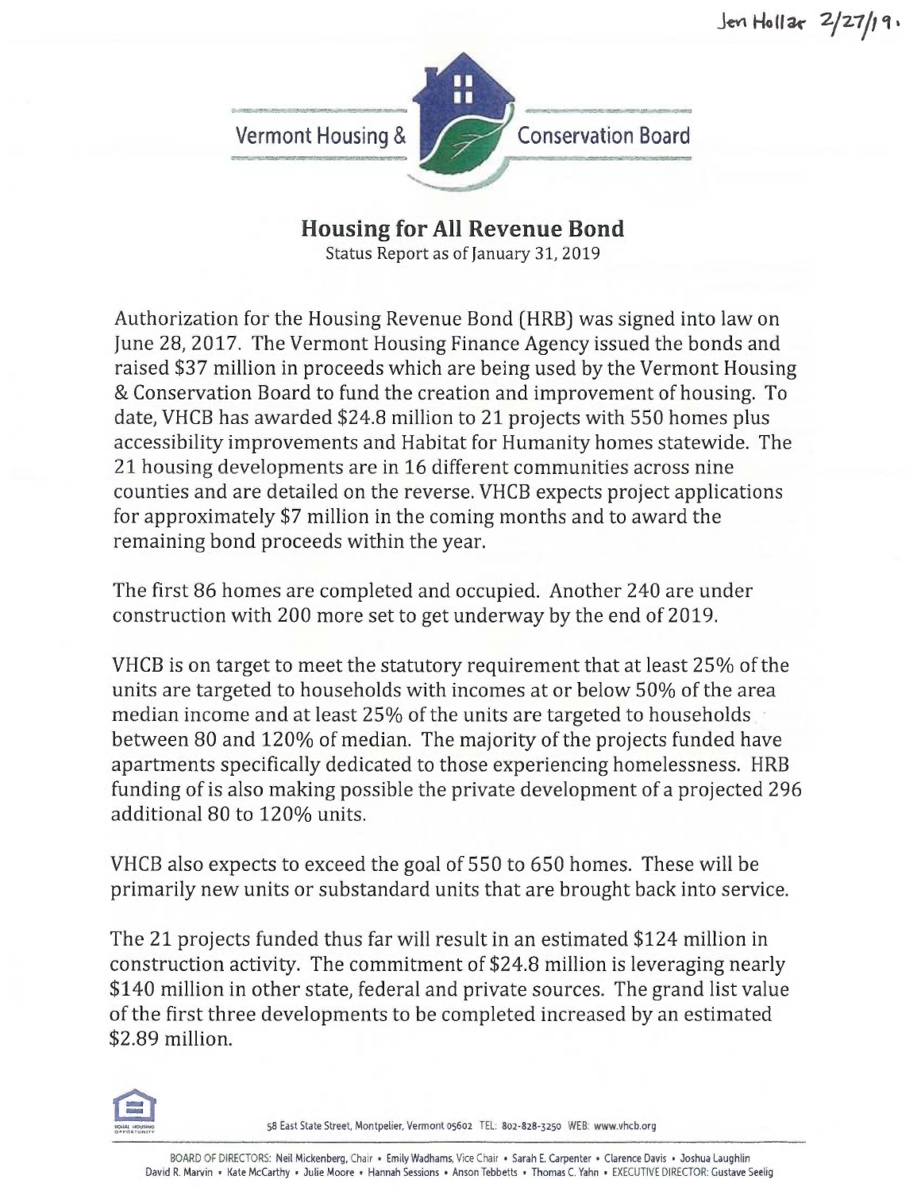Jen Hollar 2/27/19.

Vermont Housing & Conservation Board

## Housing for All Revenue Bond

Status Report as of January 31, 2019

Authorization for the Housing Revenue Bond (HRB) was signed into law on June 28, 2017. The Vermont Housing Finance Agency issued the bonds and raised $37 million in proceeds which are being used by the Vermont Housing & Conservation Board to fund the creation and improvement of housing. To date, VHCB has awarded $24.8 million to 21 projects with 550 homes plus accessibility improvements and Habitat for Humanity homes statewide. The 21 housing developments are in 16 different communities across nine counties and are detailed on the reverse. VHCB expects project applications for approximately $7 million in the coming months and to award the remaining bond proceeds within the year.

The first 86 homes are completed and occupied. Another 240 are under construction with 200 more set to get underway by the end of 2019.

VHCB is on target to meet the statutory requirement that at least 25% of the units are targeted to households with incomes at or below 50% of the area median income and at least 25% of the units are targeted to households between 80 and 120% of median. The majority of the projects funded have apartments specifically dedicated to those experiencing homelessness. HRB funding of is also making possible the private development of a projected 296 additional 80 to 120% units.

VHCB also expects to exceed the goal of 550 to 650 homes. These will be primarily new units or substandard units that are brought back into service.

The 21 projects funded thus far will result in an estimated $124 million in construction activity. The commitment of $24.8 million is leveraging nearly $140 million in other state, federal and private sources. The grand list value of the first three developments to be completed increased by an estimated $2.89 million.

58 East State Street, Montpelier, Vermont 05602 TEL: 802-828-3250 WEB: www.vhcb.org

BOARD OF DIRECTORS: Neil Mickenberg, Chair • Emily Wadhams, Vice Chair • Sarah E. Carpenter • Clarence Davis • Joshua Laughlin David R. Marvin • Kate McCarthy • Julie Moore • Hannah Sessions • Anson Tebbetts • Thomas C. Yahn • EXECUTIVE DIRECTOR: Gustave Seelig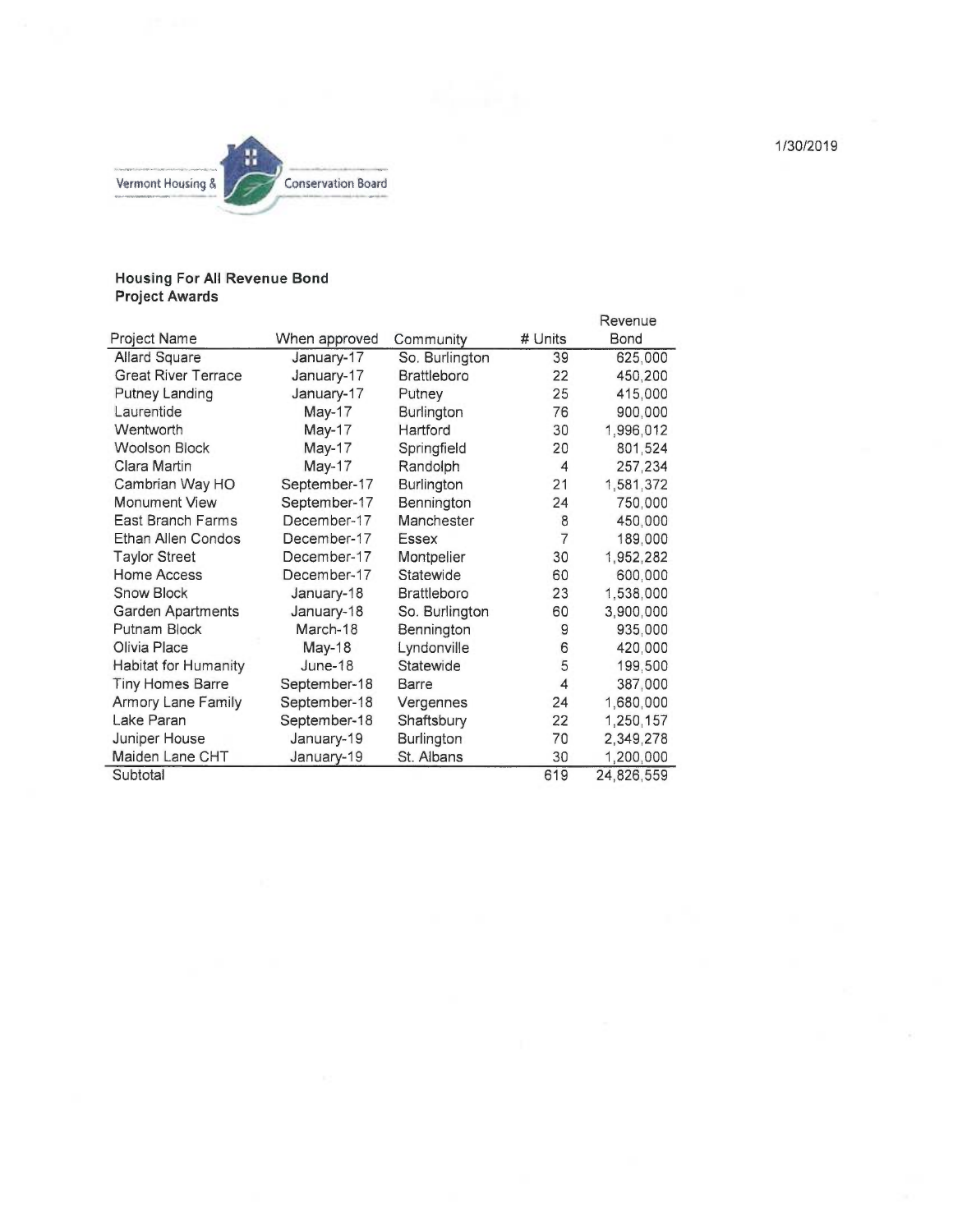1/30/2019

Vermont Housing & Conservation Board

**Housing For All Revenue Bond**
**Project Awards**

| Project Name | When approved | Community | # Units | Revenue Bond |
|---|---|---|---|---|
| Allard Square | January-17 | So. Burlington | 39 | 625,000 |
| Great River Terrace | January-17 | Brattleboro | 22 | 450,200 |
| Putney Landing | January-17 | Putney | 25 | 415,000 |
| Laurentide | May-17 | Burlington | 76 | 900,000 |
| Wentworth | May-17 | Hartford | 30 | 1,996,012 |
| Woolson Block | May-17 | Springfield | 20 | 801,524 |
| Clara Martin | May-17 | Randolph | 4 | 257,234 |
| Cambrian Way HO | September-17 | Burlington | 21 | 1,581,372 |
| Monument View | September-17 | Bennington | 24 | 750,000 |
| East Branch Farms | December-17 | Manchester | 8 | 450,000 |
| Ethan Allen Condos | December-17 | Essex | 7 | 189,000 |
| Taylor Street | December-17 | Montpelier | 30 | 1,952,282 |
| Home Access | December-17 | Statewide | 60 | 600,000 |
| Snow Block | January-18 | Brattleboro | 23 | 1,538,000 |
| Garden Apartments | January-18 | So. Burlington | 60 | 3,900,000 |
| Putnam Block | March-18 | Bennington | 9 | 935,000 |
| Olivia Place | May-18 | Lyndonville | 6 | 420,000 |
| Habitat for Humanity | June-18 | Statewide | 5 | 199,500 |
| Tiny Homes Barre | September-18 | Barre | 4 | 387,000 |
| Armory Lane Family | September-18 | Vergennes | 24 | 1,680,000 |
| Lake Paran | September-18 | Shaftsbury | 22 | 1,250,157 |
| Juniper House | January-19 | Burlington | 70 | 2,349,278 |
| Maiden Lane CHT | January-19 | St. Albans | 30 | 1,200,000 |
| Subtotal | | | 619 | 24,826,559 |